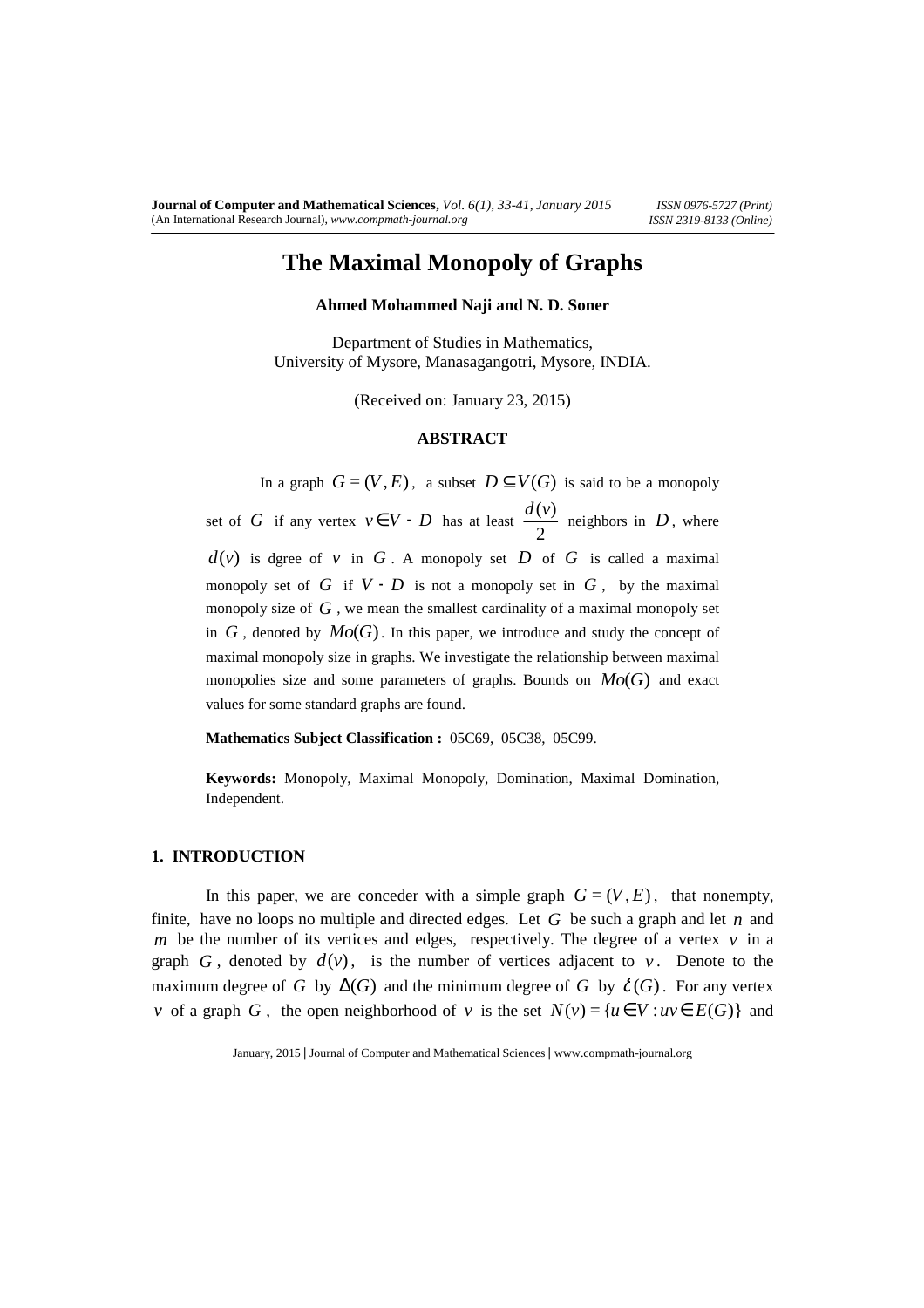# The Maximal Monopoly of Graphs

**Ahmed Mohammed Naji and N. D. Soner**

Department of Studies in Mathematics,
University of Mysore, Manasagangotri, Mysore, INDIA.

(Received on: January 23, 2015)

## ABSTRACT

In a graph $G = (V, E)$, a subset $D \subseteq V(G)$ is said to be a monopoly set of $G$ if any vertex $v \in V - D$ has at least $\frac{d(v)}{2}$ neighbors in $D$, where $d(v)$ is dgree of $v$ in $G$. A monopoly set $D$ of $G$ is called a maximal monopoly set of $G$ if $V - D$ is not a monopoly set in $G$, by the maximal monopoly size of $G$, we mean the smallest cardinality of a maximal monopoly set in $G$, denoted by $Mo(G)$. In this paper, we introduce and study the concept of maximal monopoly size in graphs. We investigate the relationship between maximal monopolies size and some parameters of graphs. Bounds on $Mo(G)$ and exact values for some standard graphs are found.

**Mathematics Subject Classification :** 05C69, 05C38, 05C99.

**Keywords:** Monopoly, Maximal Monopoly, Domination, Maximal Domination, Independent.

## 1. INTRODUCTION

In this paper, we are conceder with a simple graph $G = (V, E)$, that nonempty, finite, have no loops no multiple and directed edges. Let $G$ be such a graph and let $n$ and $m$ be the number of its vertices and edges, respectively. The degree of a vertex $v$ in a graph $G$, denoted by $d(v)$, is the number of vertices adjacent to $v$. Denote to the maximum degree of $G$ by $\Delta(G)$ and the minimum degree of $G$ by $\delta(G)$. For any vertex $v$ of a graph $G$, the open neighborhood of $v$ is the set $N(v) = \{u \in V : uv \in E(G)\}$ and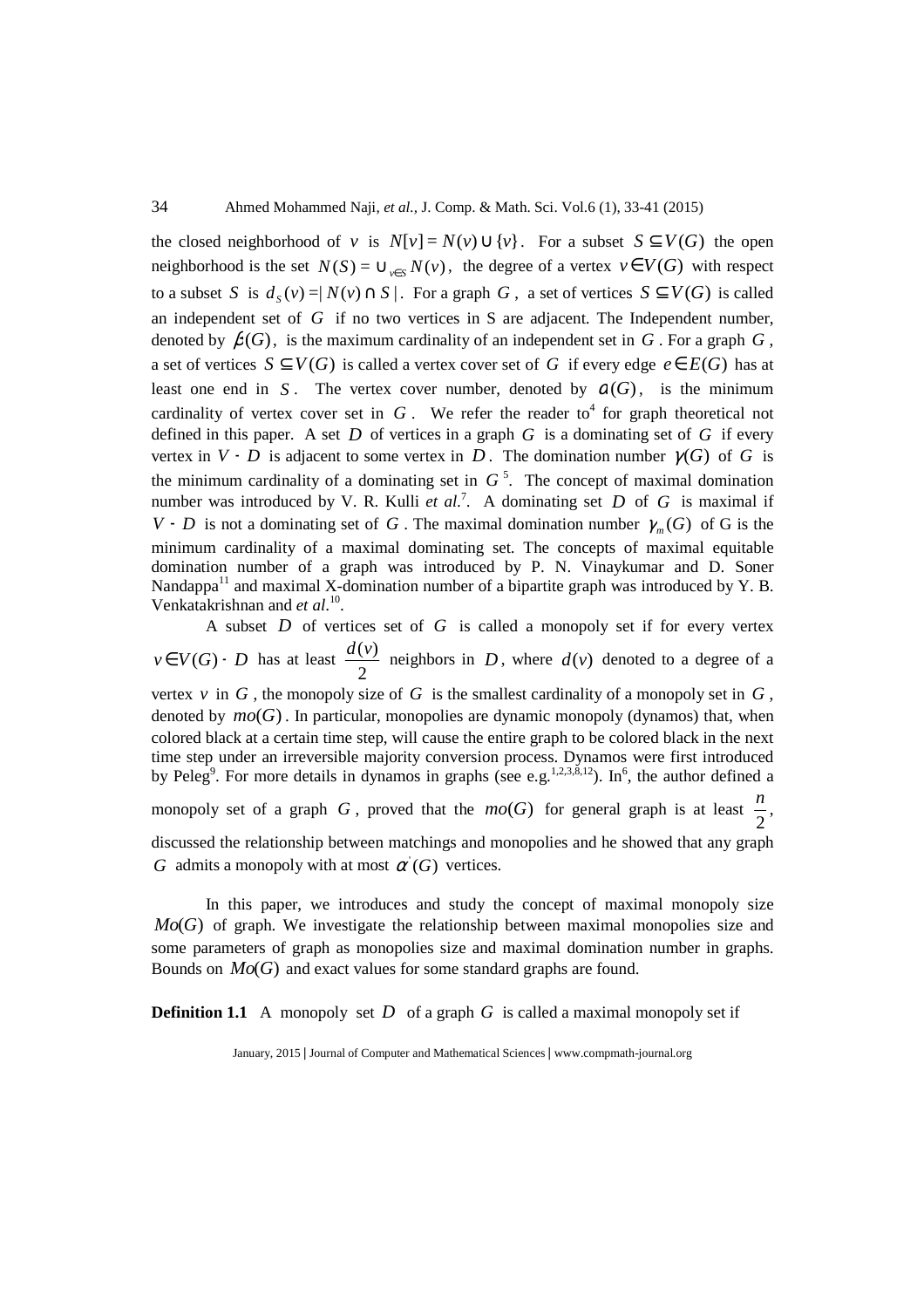the closed neighborhood of $v$ is $N[v] = N(v) \cup \{v\}$. For a subset $S \subseteq V(G)$ the open neighborhood is the set $N(S) = \cup_{v \in S} N(v)$, the degree of a vertex $v \in V(G)$ with respect to a subset $S$ is $d_S(v) = |N(v) \cap S|$. For a graph $G$, a set of vertices $S \subseteq V(G)$ is called an independent set of $G$ if no two vertices in S are adjacent. The Independent number, denoted by $\beta(G)$, is the maximum cardinality of an independent set in $G$. For a graph $G$, a set of vertices $S \subseteq V(G)$ is called a vertex cover set of $G$ if every edge $e \in E(G)$ has at least one end in $S$. The vertex cover number, denoted by $\alpha(G)$, is the minimum cardinality of vertex cover set in $G$. We refer the reader to[4] for graph theoretical not defined in this paper. A set $D$ of vertices in a graph $G$ is a dominating set of $G$ if every vertex in $V - D$ is adjacent to some vertex in $D$. The domination number $\gamma(G)$ of $G$ is the minimum cardinality of a dominating set in $G$[5]. The concept of maximal domination number was introduced by V. R. Kulli *et al.*[7]. A dominating set $D$ of $G$ is maximal if $V - D$ is not a dominating set of $G$. The maximal domination number $\gamma_m(G)$ of G is the minimum cardinality of a maximal dominating set. The concepts of maximal equitable domination number of a graph was introduced by P. N. Vinaykumar and D. Soner Nandappa[11] and maximal X-domination number of a bipartite graph was introduced by Y. B. Venkatakrishnan and *et al.*[10].

A subset $D$ of vertices set of $G$ is called a monopoly set if for every vertex $v \in V(G) - D$ has at least $\frac{d(v)}{2}$ neighbors in $D$, where $d(v)$ denoted to a degree of a vertex $v$ in $G$, the monopoly size of $G$ is the smallest cardinality of a monopoly set in $G$, denoted by $mo(G)$. In particular, monopolies are dynamic monopoly (dynamos) that, when colored black at a certain time step, will cause the entire graph to be colored black in the next time step under an irreversible majority conversion process. Dynamos were first introduced by Peleg[9]. For more details in dynamos in graphs (see e.g.[1,2,3,8,12]). In[6], the author defined a monopoly set of a graph $G$, proved that the $mo(G)$ for general graph is at least $\frac{n}{2}$, discussed the relationship between matchings and monopolies and he showed that any graph $G$ admits a monopoly with at most $\alpha'(G)$ vertices.

In this paper, we introduces and study the concept of maximal monopoly size $Mo(G)$ of graph. We investigate the relationship between maximal monopolies size and some parameters of graph as monopolies size and maximal domination number in graphs. Bounds on $Mo(G)$ and exact values for some standard graphs are found.

**Definition 1.1** A monopoly set $D$ of a graph $G$ is called a maximal monopoly set if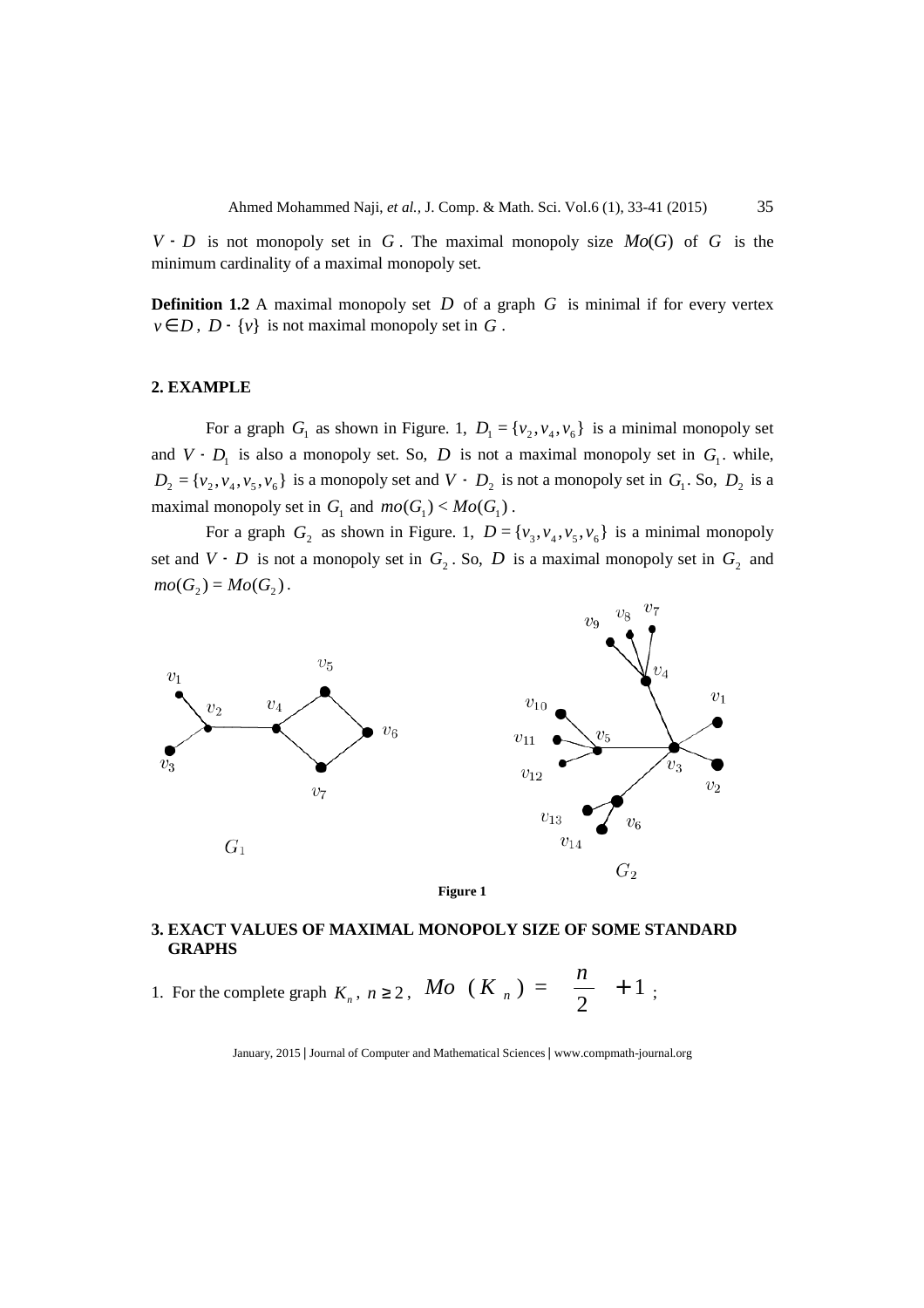$V - D$ is not monopoly set in $G$. The maximal monopoly size $Mo(G)$ of $G$ is the minimum cardinality of a maximal monopoly set.

**Definition 1.2** A maximal monopoly set $D$ of a graph $G$ is minimal if for every vertex $v \in D$, $D - \{v\}$ is not maximal monopoly set in $G$.

## 2. EXAMPLE

For a graph $G_1$ as shown in Figure. 1, $D_1 = \{v_2, v_4, v_6\}$ is a minimal monopoly set and $V - D_1$ is also a monopoly set. So, $D$ is not a maximal monopoly set in $G_1$. while, $D_2 = \{v_2, v_4, v_5, v_6\}$ is a monopoly set and $V - D_2$ is not a monopoly set in $G_1$. So, $D_2$ is a maximal monopoly set in $G_1$ and $mo(G_1) < Mo(G_1)$.

For a graph $G_2$ as shown in Figure. 1, $D = \{v_3, v_4, v_5, v_6\}$ is a minimal monopoly set and $V - D$ is not a monopoly set in $G_2$. So, $D$ is a maximal monopoly set in $G_2$ and $mo(G_2) = Mo(G_2)$.

**Figure 1**

## 3. EXACT VALUES OF MAXIMAL MONOPOLY SIZE OF SOME STANDARD GRAPHS

1. For the complete graph $K_n$, $n \geq 2$, $Mo(K_n) = \left\lfloor \frac{n}{2} \right\rfloor + 1$;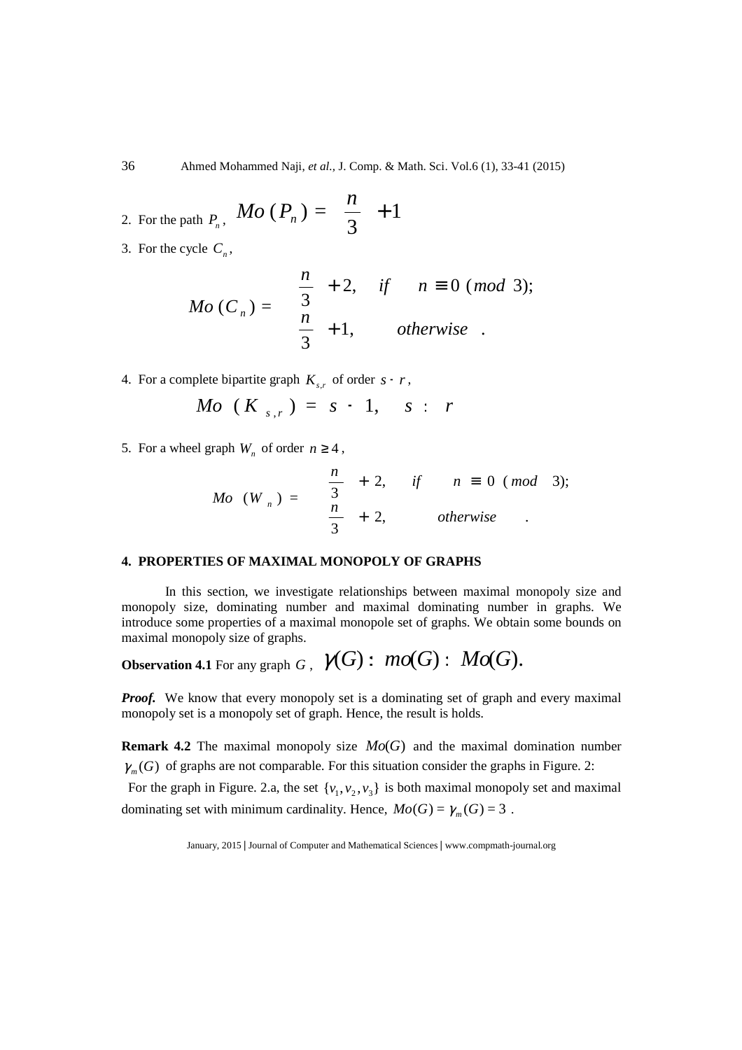2. For the path $P_n$, $Mo(P_n) = \left\lceil \frac{n}{3} \right\rceil + 1$

3. For the cycle $C_n$,

$$Mo(C_n) = \begin{cases} \frac{n}{3} + 2, & if \quad n \equiv 0 \ (mod\ 3); \\ \left\lceil \frac{n}{3} \right\rceil + 1, & otherwise \ . \end{cases}$$

4. For a complete bipartite graph $K_{s,r}$ of order $s + r$,

$$Mo\ (K_{s,r}) = s + 1, \quad s \leq r$$

5. For a wheel graph $W_n$ of order $n \geq 4$,

$$Mo\ (W_n) = \begin{cases} \frac{n}{3} + 2, & if \quad n \equiv 0 \ (mod\ 3); \\ \left\lceil \frac{n}{3} \right\rceil + 2, & otherwise \ . \end{cases}$$

## 4. PROPERTIES OF MAXIMAL MONOPOLY OF GRAPHS

In this section, we investigate relationships between maximal monopoly size and monopoly size, dominating number and maximal dominating number in graphs. We introduce some properties of a maximal monopole set of graphs. We obtain some bounds on maximal monopoly size of graphs.

**Observation 4.1** For any graph $G$, $\gamma(G) \leq mo(G) \leq Mo(G)$.

***Proof.*** We know that every monopoly set is a dominating set of graph and every maximal monopoly set is a monopoly set of graph. Hence, the result is holds.

**Remark 4.2** The maximal monopoly size $Mo(G)$ and the maximal domination number $\gamma_m(G)$ of graphs are not comparable. For this situation consider the graphs in Figure. 2:

For the graph in Figure. 2.a, the set $\{v_1, v_2, v_3\}$ is both maximal monopoly set and maximal dominating set with minimum cardinality. Hence, $Mo(G) = \gamma_m(G) = 3$ .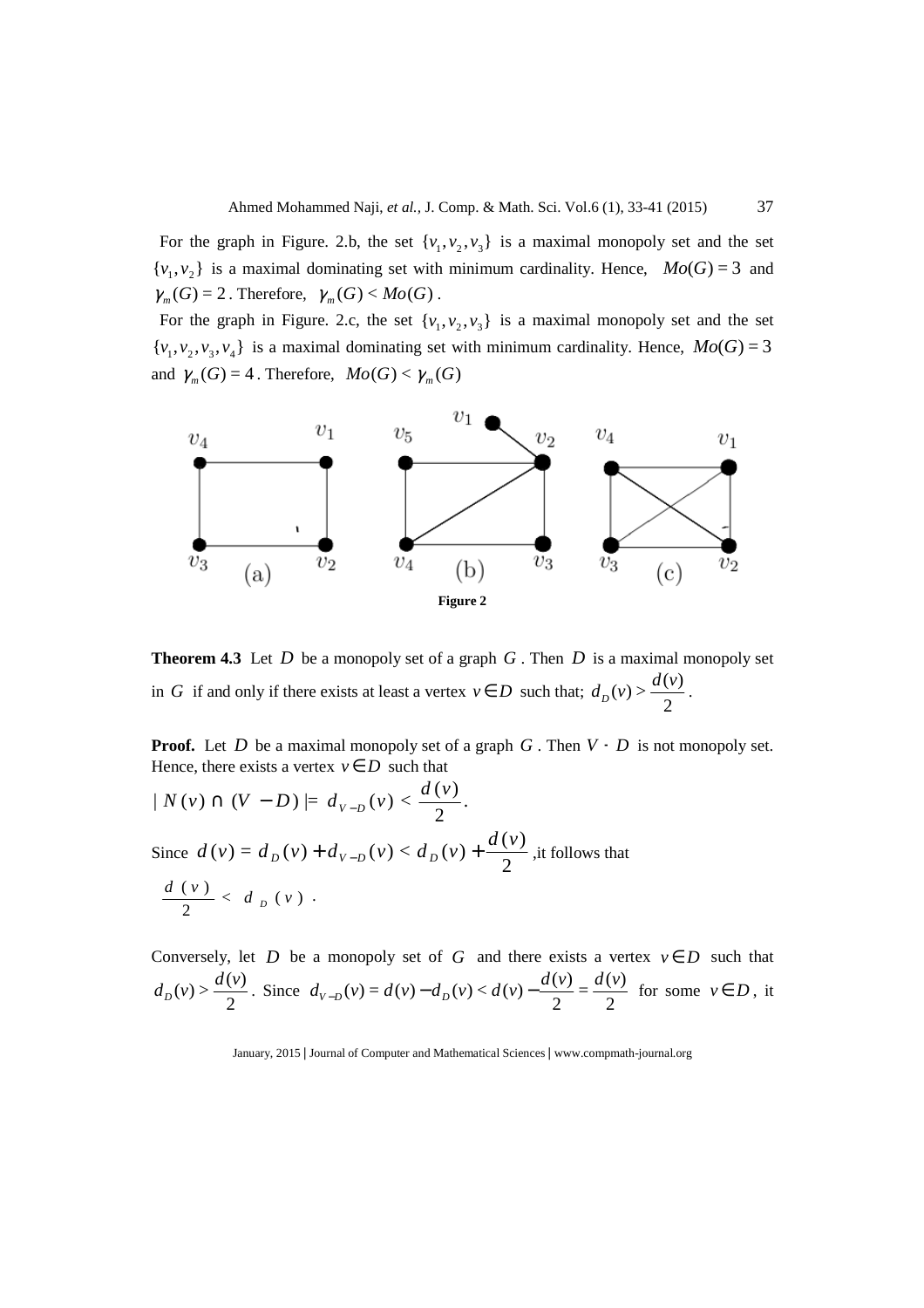For the graph in Figure. 2.b, the set $\{v_1, v_2, v_3\}$ is a maximal monopoly set and the set $\{v_1, v_2\}$ is a maximal dominating set with minimum cardinality. Hence, $Mo(G) = 3$ and $\gamma_m(G) = 2$. Therefore, $\gamma_m(G) < Mo(G)$.

For the graph in Figure. 2.c, the set $\{v_1, v_2, v_3\}$ is a maximal monopoly set and the set $\{v_1, v_2, v_3, v_4\}$ is a maximal dominating set with minimum cardinality. Hence, $Mo(G) = 3$ and $\gamma_m(G) = 4$. Therefore, $Mo(G) < \gamma_m(G)$

**Figure 2**

**Theorem 4.3** Let $D$ be a monopoly set of a graph $G$. Then $D$ is a maximal monopoly set in $G$ if and only if there exists at least a vertex $v \in D$ such that; $d_D(v) > \frac{d(v)}{2}$.

**Proof.** Let $D$ be a maximal monopoly set of a graph $G$. Then $V - D$ is not monopoly set. Hence, there exists a vertex $v \in D$ such that

$$| N(v) \cap (V - D) | = d_{V-D}(v) < \frac{d(v)}{2}.$$

Since $d(v) = d_D(v) + d_{V-D}(v) < d_D(v) + \frac{d(v)}{2}$, it follows that

$$\frac{d(v)}{2} < d_D(v).$$

Conversely, let $D$ be a monopoly set of $G$ and there exists a vertex $v \in D$ such that $d_D(v) > \frac{d(v)}{2}$. Since $d_{V-D}(v) = d(v) - d_D(v) < d(v) - \frac{d(v)}{2} = \frac{d(v)}{2}$ for some $v \in D$, it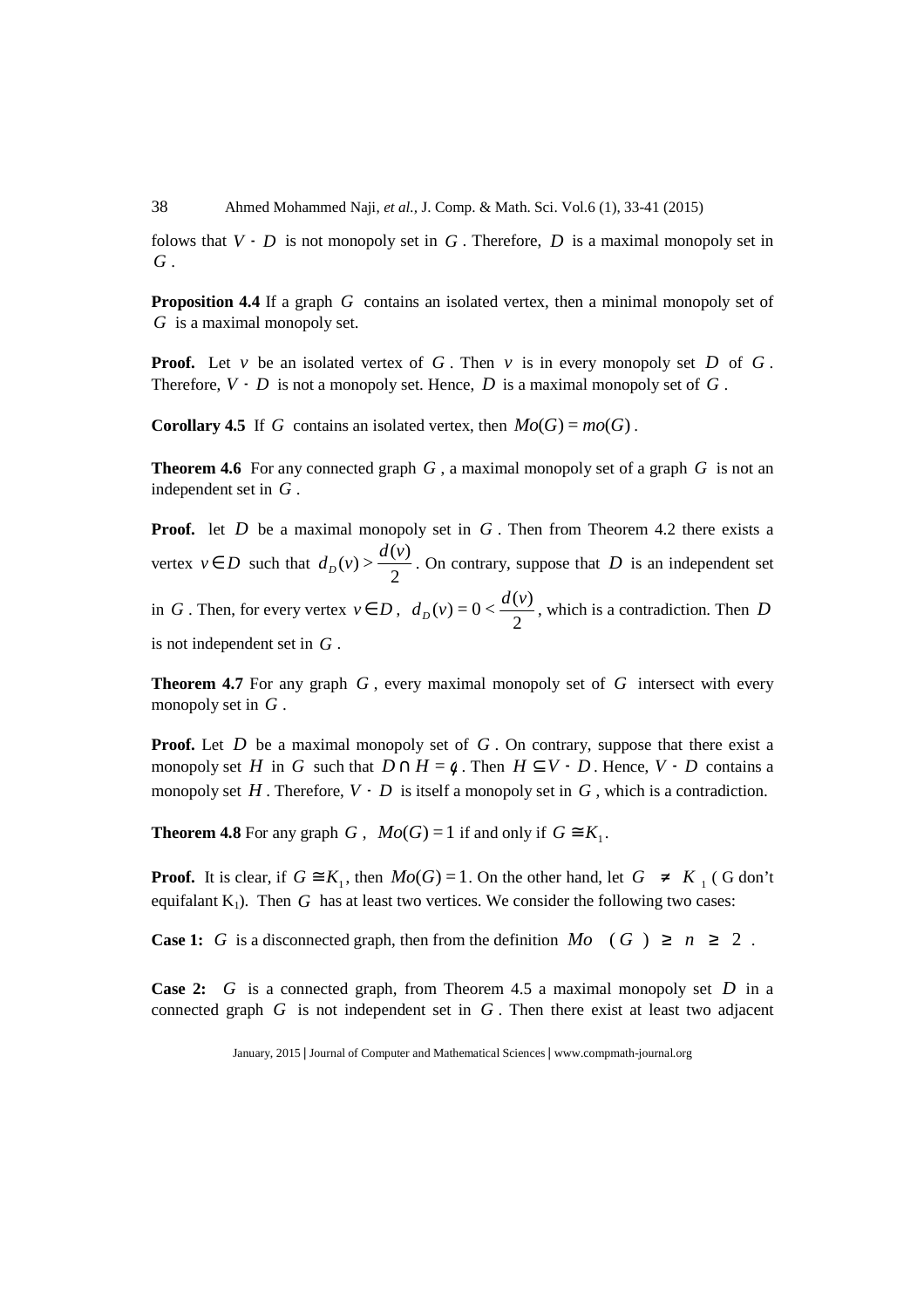folows that $V - D$ is not monopoly set in $G$. Therefore, $D$ is a maximal monopoly set in $G$.

**Proposition 4.4** If a graph $G$ contains an isolated vertex, then a minimal monopoly set of $G$ is a maximal monopoly set.

**Proof.** Let $v$ be an isolated vertex of $G$. Then $v$ is in every monopoly set $D$ of $G$. Therefore, $V - D$ is not a monopoly set. Hence, $D$ is a maximal monopoly set of $G$.

**Corollary 4.5** If $G$ contains an isolated vertex, then $Mo(G) = mo(G)$.

**Theorem 4.6** For any connected graph $G$, a maximal monopoly set of a graph $G$ is not an independent set in $G$.

**Proof.** let $D$ be a maximal monopoly set in $G$. Then from Theorem 4.2 there exists a vertex $v \in D$ such that $d_D(v) > \frac{d(v)}{2}$. On contrary, suppose that $D$ is an independent set in $G$. Then, for every vertex $v \in D$, $d_D(v) = 0 < \frac{d(v)}{2}$, which is a contradiction. Then $D$ is not independent set in $G$.

**Theorem 4.7** For any graph $G$, every maximal monopoly set of $G$ intersect with every monopoly set in $G$.

**Proof.** Let $D$ be a maximal monopoly set of $G$. On contrary, suppose that there exist a monopoly set $H$ in $G$ such that $D \cap H = \phi$. Then $H \subseteq V - D$. Hence, $V - D$ contains a monopoly set $H$. Therefore, $V - D$ is itself a monopoly set in $G$, which is a contradiction.

**Theorem 4.8** For any graph $G$, $Mo(G) = 1$ if and only if $G \cong K_1$.

**Proof.** It is clear, if $G \cong K_1$, then $Mo(G) = 1$. On the other hand, let $G \neq K_1$ ( G don't equifalant $K_1$). Then $G$ has at least two vertices. We consider the following two cases:

**Case 1:** $G$ is a disconnected graph, then from the definition $Mo(G) \geq n \geq 2$.

**Case 2:** $G$ is a connected graph, from Theorem 4.5 a maximal monopoly set $D$ in a connected graph $G$ is not independent set in $G$. Then there exist at least two adjacent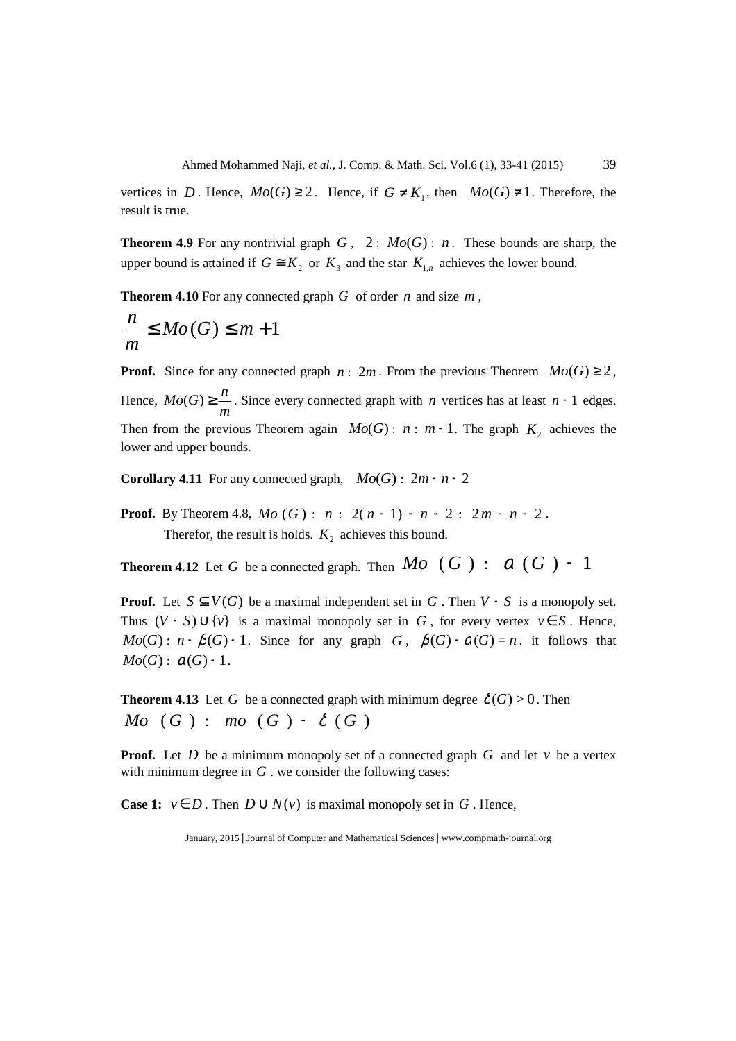vertices in $D$. Hence, $Mo(G) \geq 2$. Hence, if $G \neq K_1$, then $Mo(G) \neq 1$. Therefore, the result is true.

**Theorem 4.9** For any nontrivial graph $G$, $2 \leq Mo(G) \leq n$. These bounds are sharp, the upper bound is attained if $G \cong K_2$ or $K_3$ and the star $K_{1,n}$ achieves the lower bound.

**Theorem 4.10** For any connected graph $G$ of order $n$ and size $m$,

$$\frac{n}{m} \leq Mo(G) \leq m+1$$

**Proof.** Since for any connected graph $n \leq 2m$. From the previous Theorem $Mo(G) \geq 2$, Hence, $Mo(G) \geq \frac{n}{m}$. Since every connected graph with $n$ vertices has at least $n-1$ edges. Then from the previous Theorem again $Mo(G) \leq n \leq m-1$. The graph $K_2$ achieves the lower and upper bounds.

**Corollary 4.11** For any connected graph, $Mo(G) \leq 2m - n - 2$

**Proof.** By Theorem 4.8, $Mo(G) \leq n \leq 2(n-1) - n - 2 \leq 2m - n - 2$.
Therefor, the result is holds. $K_2$ achieves this bound.

**Theorem 4.12** Let $G$ be a connected graph. Then $Mo(G) \leq \alpha(G) - 1$

**Proof.** Let $S \subseteq V(G)$ be a maximal independent set in $G$. Then $V - S$ is a monopoly set. Thus $(V - S) \cup \{v\}$ is a maximal monopoly set in $G$, for every vertex $v \in S$. Hence, $Mo(G) \leq n - \beta(G) - 1$. Since for any graph $G$, $\beta(G) - \alpha(G) = n$. it follows that $Mo(G) \leq \alpha(G) - 1$.

**Theorem 4.13** Let $G$ be a connected graph with minimum degree $\delta(G) > 0$. Then
$Mo(G) \leq mo(G) - \delta(G)$

**Proof.** Let $D$ be a minimum monopoly set of a connected graph $G$ and let $v$ be a vertex with minimum degree in $G$. we consider the following cases:

**Case 1:** $v \in D$. Then $D \cup N(v)$ is maximal monopoly set in $G$. Hence,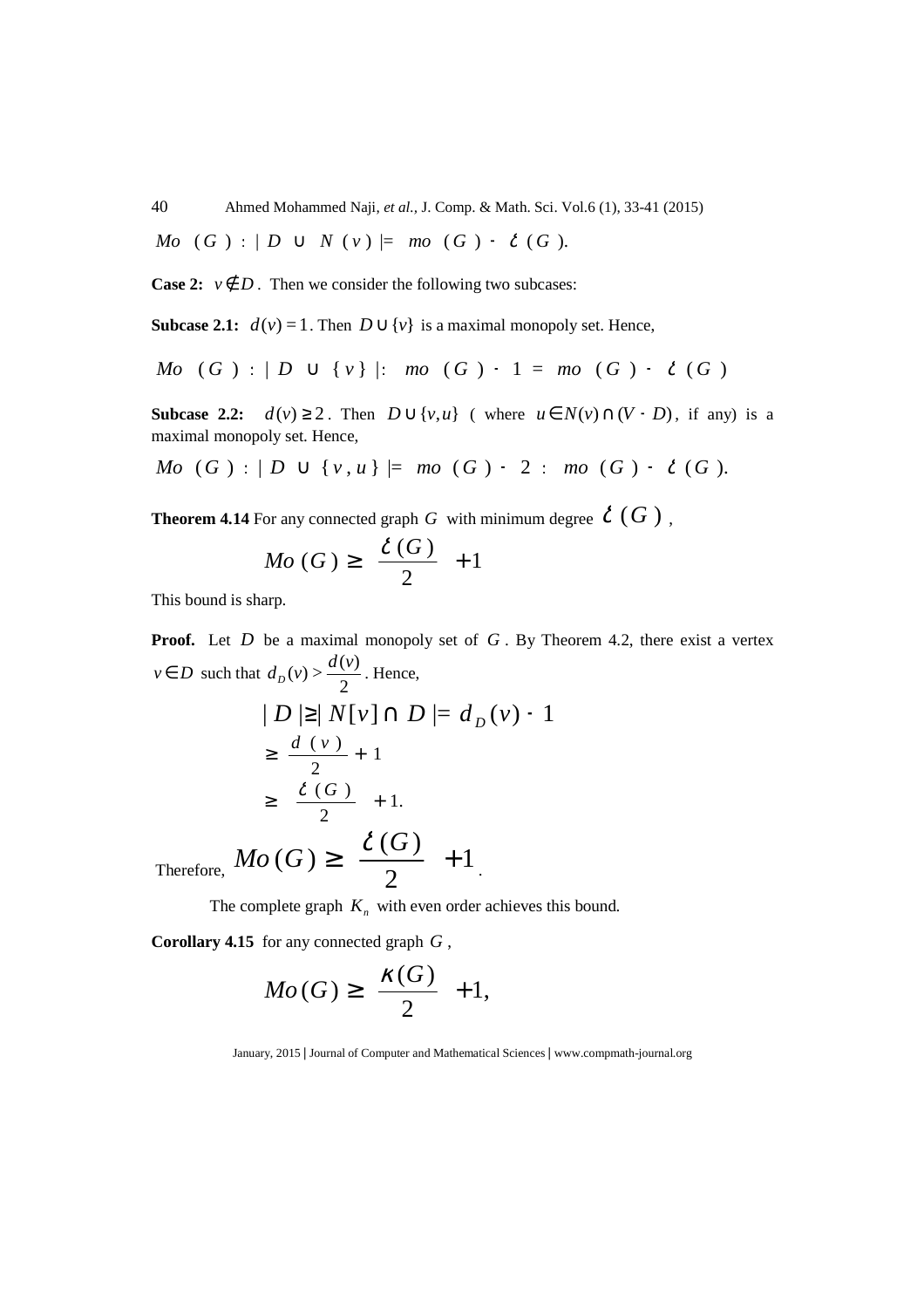$Mo(G) \geq |D \cup N(v)| = mo(G) - \delta(G)$.

**Case 2:** $v \notin D$. Then we consider the following two subcases:

**Subcase 2.1:** $d(v) = 1$. Then $D \cup \{v\}$ is a maximal monopoly set. Hence,

$$Mo(G) \geq |D \cup \{v\}| \geq mo(G) - 1 = mo(G) - \delta(G)$$

**Subcase 2.2:** $d(v) \geq 2$. Then $D \cup \{v, u\}$ ( where $u \in N(v) \cap (V - D)$, if any) is a maximal monopoly set. Hence,

$$Mo(G) \geq |D \cup \{v, u\}| = mo(G) - 2 \geq mo(G) - \delta(G).$$

**Theorem 4.14** For any connected graph $G$ with minimum degree $\delta(G)$,

$$Mo(G) \geq \left\lceil \frac{\delta(G)}{2} \right\rceil + 1$$

This bound is sharp.

**Proof.** Let $D$ be a maximal monopoly set of $G$. By Theorem 4.2, there exist a vertex $v \in D$ such that $d_D(v) > \frac{d(v)}{2}$. Hence,

$$\begin{aligned} |D| \geq |N[v] \cap D| &= d_D(v) + 1 \\ &\geq \frac{d(v)}{2} + 1 \\ &\geq \left\lceil \frac{\delta(G)}{2} \right\rceil + 1. \end{aligned}$$

Therefore, $Mo(G) \geq \left\lceil \frac{\delta(G)}{2} \right\rceil + 1$.

The complete graph $K_n$ with even order achieves this bound.

**Corollary 4.15** for any connected graph $G$,

$$Mo(G) \geq \left\lceil \frac{\kappa(G)}{2} \right\rceil + 1,$$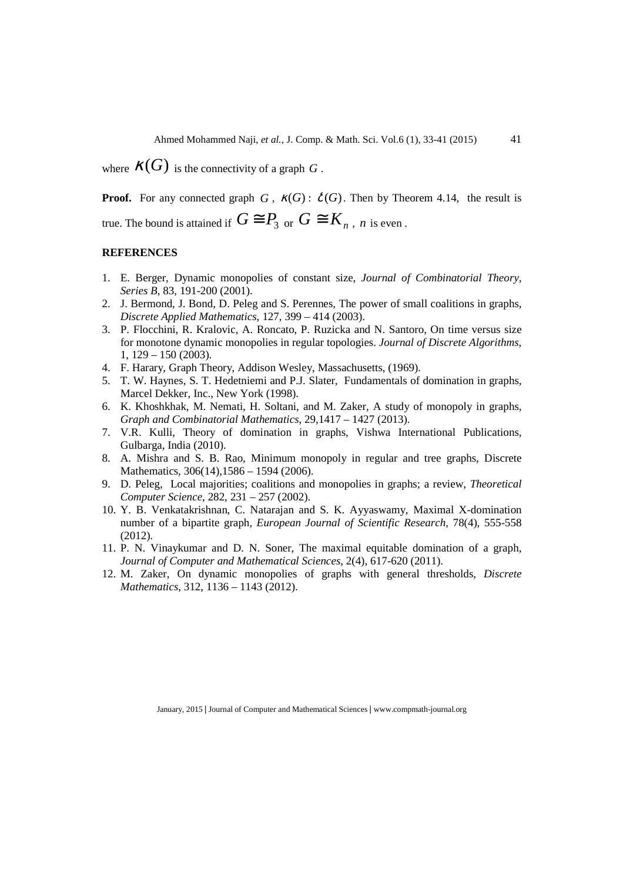where $\kappa(G)$ is the connectivity of a graph $G$.

**Proof.** For any connected graph $G$, $\kappa(G) \leq \delta(G)$. Then by Theorem 4.14, the result is true. The bound is attained if $G \cong P_3$ or $G \cong K_n$, $n$ is even.

## REFERENCES

1. E. Berger, Dynamic monopolies of constant size, *Journal of Combinatorial Theory, Series B*, 83, 191-200 (2001).
2. J. Bermond, J. Bond, D. Peleg and S. Perennes, The power of small coalitions in graphs, *Discrete Applied Mathematics*, 127, 399 – 414 (2003).
3. P. Flocchini, R. Kralovic, A. Roncato, P. Ruzicka and N. Santoro, On time versus size for monotone dynamic monopolies in regular topologies. *Journal of Discrete Algorithms*, 1, 129 – 150 (2003).
4. F. Harary, Graph Theory, Addison Wesley, Massachusetts, (1969).
5. T. W. Haynes, S. T. Hedetniemi and P.J. Slater, Fundamentals of domination in graphs, Marcel Dekker, Inc., New York (1998).
6. K. Khoshkhak, M. Nemati, H. Soltani, and M. Zaker, A study of monopoly in graphs, *Graph and Combinatorial Mathematics*, 29,1417 – 1427 (2013).
7. V.R. Kulli, Theory of domination in graphs, Vishwa International Publications, Gulbarga, India (2010).
8. A. Mishra and S. B. Rao, Minimum monopoly in regular and tree graphs, Discrete Mathematics, 306(14),1586 – 1594 (2006).
9. D. Peleg, Local majorities; coalitions and monopolies in graphs; a review, *Theoretical Computer Science*, 282, 231 – 257 (2002).
10. Y. B. Venkatakrishnan, C. Natarajan and S. K. Ayyaswamy, Maximal X-domination number of a bipartite graph, *European Journal of Scientific Research*, 78(4), 555-558 (2012).
11. P. N. Vinaykumar and D. N. Soner, The maximal equitable domination of a graph, *Journal of Computer and Mathematical Sciences*, 2(4), 617-620 (2011).
12. M. Zaker, On dynamic monopolies of graphs with general thresholds, *Discrete Mathematics*, 312, 1136 – 1143 (2012).